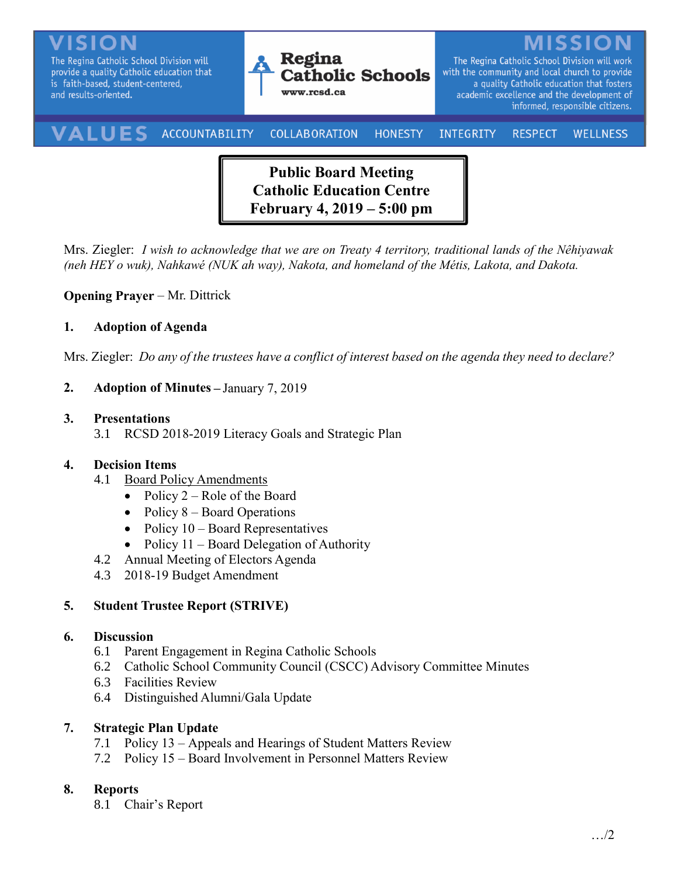**VISION**
The Regina Catholic School Division will provide a quality Catholic education that is faith-based, student-centered, and results-oriented.

**Regina Catholic Schools**
www.rcsd.ca

**MISSION**
The Regina Catholic School Division will work with the community and local church to provide a quality Catholic education that fosters academic excellence and the development of informed, responsible citizens.

**VALUES** ACCOUNTABILITY COLLABORATION HONESTY INTEGRITY RESPECT WELLNESS

# Public Board Meeting
# Catholic Education Centre
# February 4, 2019 – 5:00 pm

Mrs. Ziegler: *I wish to acknowledge that we are on Treaty 4 territory, traditional lands of the Nêhiyawak (neh HEY o wuk), Nahkawé (NUK ah way), Nakota, and homeland of the Métis, Lakota, and Dakota.*

**Opening Prayer** – Mr. Dittrick

**1. Adoption of Agenda**

Mrs. Ziegler: *Do any of the trustees have a conflict of interest based on the agenda they need to declare?*

**2. Adoption of Minutes** – January 7, 2019

**3. Presentations**
- 3.1 RCSD 2018-2019 Literacy Goals and Strategic Plan

**4. Decision Items**
- 4.1 <u>Board Policy Amendments</u>
  - Policy 2 – Role of the Board
  - Policy 8 – Board Operations
  - Policy 10 – Board Representatives
  - Policy 11 – Board Delegation of Authority
- 4.2 Annual Meeting of Electors Agenda
- 4.3 2018-19 Budget Amendment

**5. Student Trustee Report (STRIVE)**

**6. Discussion**
- 6.1 Parent Engagement in Regina Catholic Schools
- 6.2 Catholic School Community Council (CSCC) Advisory Committee Minutes
- 6.3 Facilities Review
- 6.4 Distinguished Alumni/Gala Update

**7. Strategic Plan Update**
- 7.1 Policy 13 – Appeals and Hearings of Student Matters Review
- 7.2 Policy 15 – Board Involvement in Personnel Matters Review

**8. Reports**
- 8.1 Chair's Report

…/2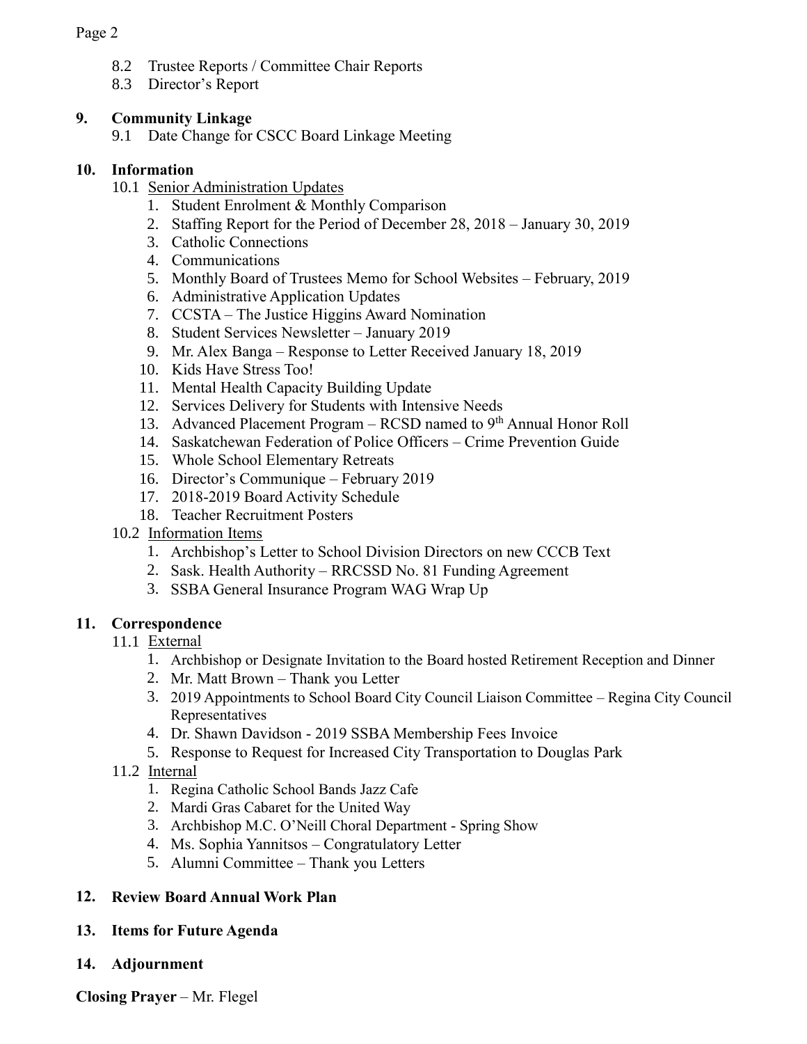8.2 Trustee Reports / Committee Chair Reports
8.3 Director's Report

**9. Community Linkage**

9.1 Date Change for CSCC Board Linkage Meeting

**10. Information**

10.1 Senior Administration Updates

1. Student Enrolment & Monthly Comparison
2. Staffing Report for the Period of December 28, 2018 – January 30, 2019
3. Catholic Connections
4. Communications
5. Monthly Board of Trustees Memo for School Websites – February, 2019
6. Administrative Application Updates
7. CCSTA – The Justice Higgins Award Nomination
8. Student Services Newsletter – January 2019
9. Mr. Alex Banga – Response to Letter Received January 18, 2019
10. Kids Have Stress Too!
11. Mental Health Capacity Building Update
12. Services Delivery for Students with Intensive Needs
13. Advanced Placement Program – RCSD named to 9th Annual Honor Roll
14. Saskatchewan Federation of Police Officers – Crime Prevention Guide
15. Whole School Elementary Retreats
16. Director's Communique – February 2019
17. 2018-2019 Board Activity Schedule
18. Teacher Recruitment Posters

10.2 Information Items

1. Archbishop's Letter to School Division Directors on new CCCB Text
2. Sask. Health Authority – RRCSSD No. 81 Funding Agreement
3. SSBA General Insurance Program WAG Wrap Up

**11. Correspondence**

11.1 External

1. Archbishop or Designate Invitation to the Board hosted Retirement Reception and Dinner
2. Mr. Matt Brown – Thank you Letter
3. 2019 Appointments to School Board City Council Liaison Committee – Regina City Council Representatives
4. Dr. Shawn Davidson - 2019 SSBA Membership Fees Invoice
5. Response to Request for Increased City Transportation to Douglas Park

11.2 Internal

1. Regina Catholic School Bands Jazz Cafe
2. Mardi Gras Cabaret for the United Way
3. Archbishop M.C. O'Neill Choral Department - Spring Show
4. Ms. Sophia Yannitsos – Congratulatory Letter
5. Alumni Committee – Thank you Letters

**12. Review Board Annual Work Plan**

**13. Items for Future Agenda**

**14. Adjournment**

**Closing Prayer** – Mr. Flegel